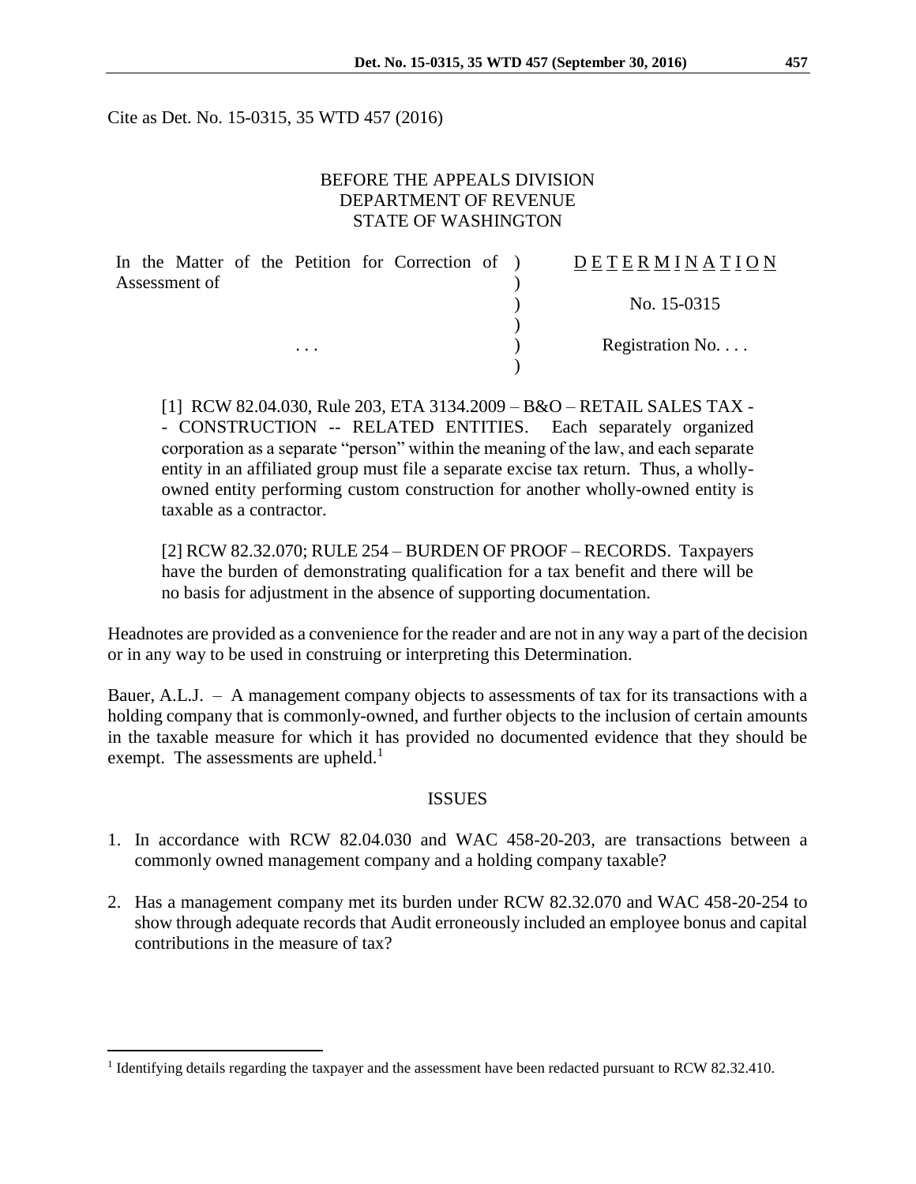Cite as Det. No. 15-0315, 35 WTD 457 (2016)

BEFORE THE APPEALS DIVISION
DEPARTMENT OF REVENUE
STATE OF WASHINGTON

| | | |
|---|---|---|
| In the Matter of the Petition for Correction of Assessment of | ) | D E T E R M I N A T I O N |
| | ) | |
| | ) | No. 15-0315 |
| | ) | |
| . . . | ) | Registration No. . . . |
| | ) | |

[1] RCW 82.04.030, Rule 203, ETA 3134.2009 – B&O – RETAIL SALES TAX -- CONSTRUCTION -- RELATED ENTITIES. Each separately organized corporation as a separate "person" within the meaning of the law, and each separate entity in an affiliated group must file a separate excise tax return. Thus, a wholly-owned entity performing custom construction for another wholly-owned entity is taxable as a contractor.

[2] RCW 82.32.070; RULE 254 – BURDEN OF PROOF – RECORDS. Taxpayers have the burden of demonstrating qualification for a tax benefit and there will be no basis for adjustment in the absence of supporting documentation.

Headnotes are provided as a convenience for the reader and are not in any way a part of the decision or in any way to be used in construing or interpreting this Determination.

Bauer, A.L.J. – A management company objects to assessments of tax for its transactions with a holding company that is commonly-owned, and further objects to the inclusion of certain amounts in the taxable measure for which it has provided no documented evidence that they should be exempt. The assessments are upheld.[1]

## ISSUES

1. In accordance with RCW 82.04.030 and WAC 458-20-203, are transactions between a commonly owned management company and a holding company taxable?

2. Has a management company met its burden under RCW 82.32.070 and WAC 458-20-254 to show through adequate records that Audit erroneously included an employee bonus and capital contributions in the measure of tax?

---

[1] Identifying details regarding the taxpayer and the assessment have been redacted pursuant to RCW 82.32.410.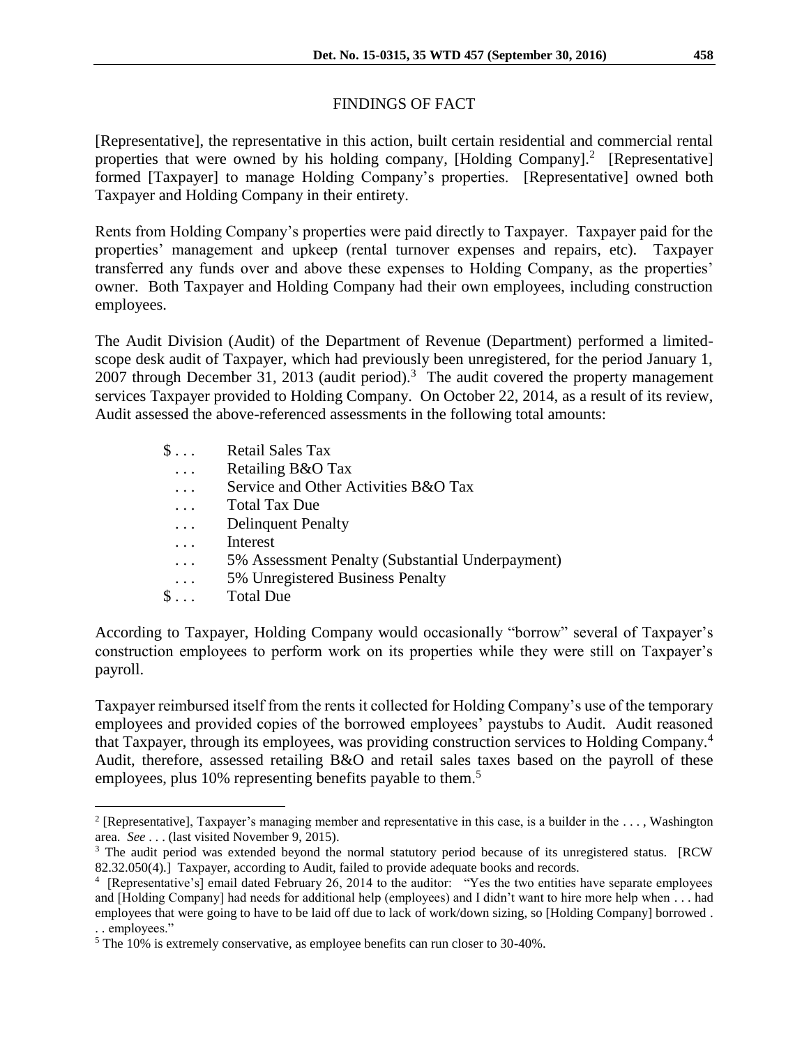## FINDINGS OF FACT

[Representative], the representative in this action, built certain residential and commercial rental properties that were owned by his holding company, [Holding Company].[2] [Representative] formed [Taxpayer] to manage Holding Company's properties. [Representative] owned both Taxpayer and Holding Company in their entirety.

Rents from Holding Company's properties were paid directly to Taxpayer. Taxpayer paid for the properties' management and upkeep (rental turnover expenses and repairs, etc). Taxpayer transferred any funds over and above these expenses to Holding Company, as the properties' owner. Both Taxpayer and Holding Company had their own employees, including construction employees.

The Audit Division (Audit) of the Department of Revenue (Department) performed a limited-scope desk audit of Taxpayer, which had previously been unregistered, for the period January 1, 2007 through December 31, 2013 (audit period).[3] The audit covered the property management services Taxpayer provided to Holding Company. On October 22, 2014, as a result of its review, Audit assessed the above-referenced assessments in the following total amounts:

| | |
|---|---|
| $ . . . | Retail Sales Tax |
| . . . | Retailing B&O Tax |
| . . . | Service and Other Activities B&O Tax |
| . . . | Total Tax Due |
| . . . | Delinquent Penalty |
| . . . | Interest |
| . . . | 5% Assessment Penalty (Substantial Underpayment) |
| . . . | 5% Unregistered Business Penalty |
| $ . . . | Total Due |

According to Taxpayer, Holding Company would occasionally "borrow" several of Taxpayer's construction employees to perform work on its properties while they were still on Taxpayer's payroll.

Taxpayer reimbursed itself from the rents it collected for Holding Company's use of the temporary employees and provided copies of the borrowed employees' paystubs to Audit. Audit reasoned that Taxpayer, through its employees, was providing construction services to Holding Company.[4] Audit, therefore, assessed retailing B&O and retail sales taxes based on the payroll of these employees, plus 10% representing benefits payable to them.[5]

---

[2] [Representative], Taxpayer's managing member and representative in this case, is a builder in the . . . , Washington area. *See* . . . (last visited November 9, 2015).

[3] The audit period was extended beyond the normal statutory period because of its unregistered status. [RCW 82.32.050(4).] Taxpayer, according to Audit, failed to provide adequate books and records.

[4] [Representative's] email dated February 26, 2014 to the auditor: "Yes the two entities have separate employees and [Holding Company] had needs for additional help (employees) and I didn't want to hire more help when . . . had employees that were going to have to be laid off due to lack of work/down sizing, so [Holding Company] borrowed . . . employees."

[5] The 10% is extremely conservative, as employee benefits can run closer to 30-40%.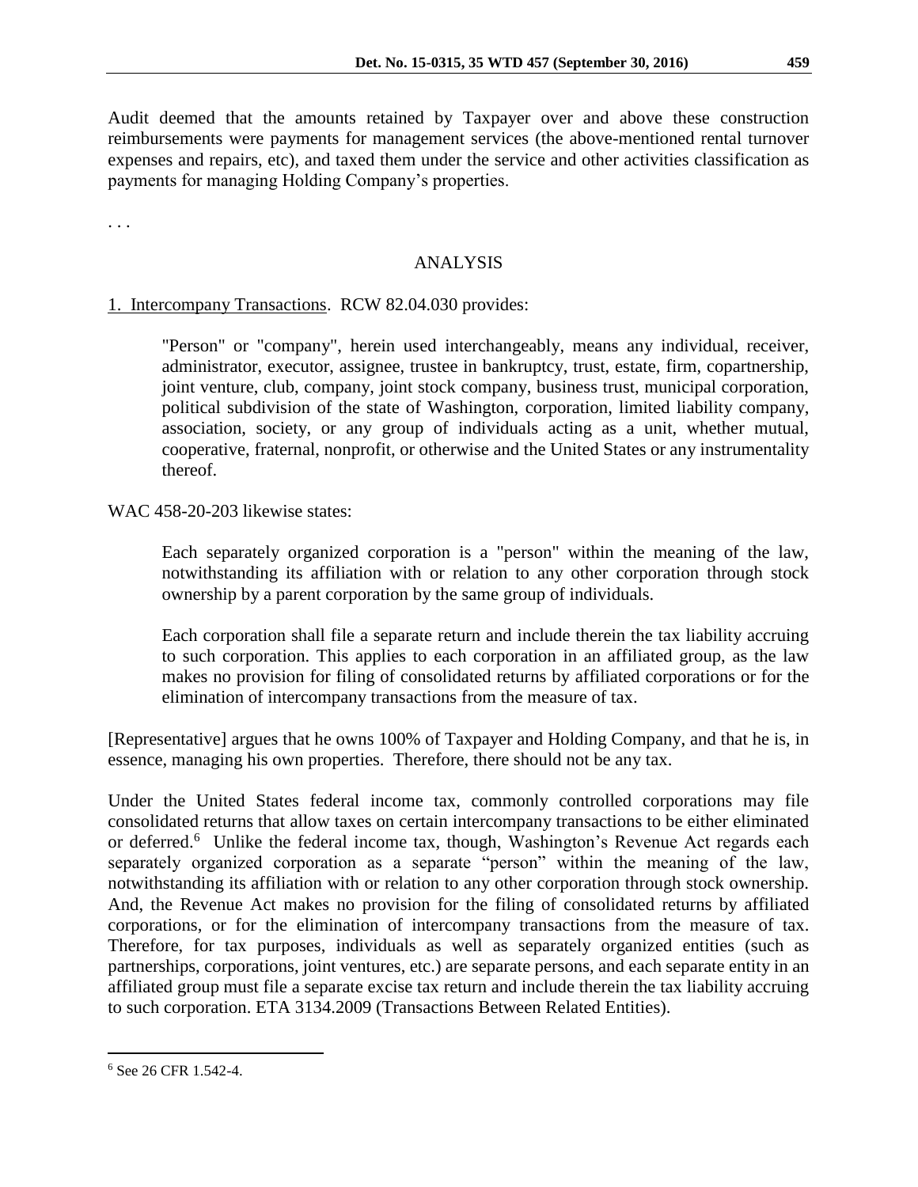Audit deemed that the amounts retained by Taxpayer over and above these construction reimbursements were payments for management services (the above-mentioned rental turnover expenses and repairs, etc), and taxed them under the service and other activities classification as payments for managing Holding Company's properties.

. . .

## ANALYSIS

1. Intercompany Transactions. RCW 82.04.030 provides:

> "Person" or "company", herein used interchangeably, means any individual, receiver, administrator, executor, assignee, trustee in bankruptcy, trust, estate, firm, copartnership, joint venture, club, company, joint stock company, business trust, municipal corporation, political subdivision of the state of Washington, corporation, limited liability company, association, society, or any group of individuals acting as a unit, whether mutual, cooperative, fraternal, nonprofit, or otherwise and the United States or any instrumentality thereof.

WAC 458-20-203 likewise states:

> Each separately organized corporation is a "person" within the meaning of the law, notwithstanding its affiliation with or relation to any other corporation through stock ownership by a parent corporation by the same group of individuals.
>
> Each corporation shall file a separate return and include therein the tax liability accruing to such corporation. This applies to each corporation in an affiliated group, as the law makes no provision for filing of consolidated returns by affiliated corporations or for the elimination of intercompany transactions from the measure of tax.

[Representative] argues that he owns 100% of Taxpayer and Holding Company, and that he is, in essence, managing his own properties. Therefore, there should not be any tax.

Under the United States federal income tax, commonly controlled corporations may file consolidated returns that allow taxes on certain intercompany transactions to be either eliminated or deferred.[6] Unlike the federal income tax, though, Washington's Revenue Act regards each separately organized corporation as a separate "person" within the meaning of the law, notwithstanding its affiliation with or relation to any other corporation through stock ownership. And, the Revenue Act makes no provision for the filing of consolidated returns by affiliated corporations, or for the elimination of intercompany transactions from the measure of tax. Therefore, for tax purposes, individuals as well as separately organized entities (such as partnerships, corporations, joint ventures, etc.) are separate persons, and each separate entity in an affiliated group must file a separate excise tax return and include therein the tax liability accruing to such corporation. ETA 3134.2009 (Transactions Between Related Entities).

---

[6] See 26 CFR 1.542-4.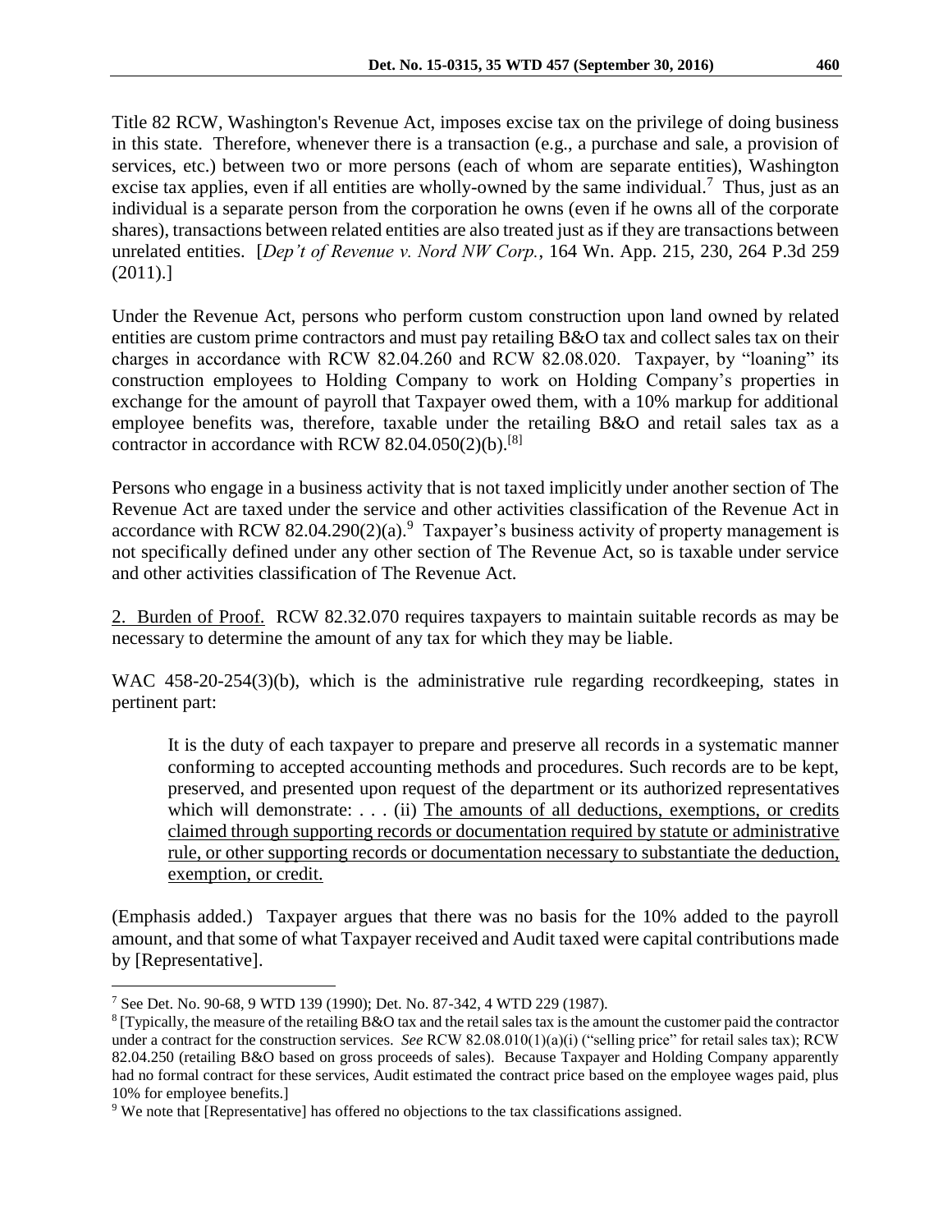Title 82 RCW, Washington's Revenue Act, imposes excise tax on the privilege of doing business in this state. Therefore, whenever there is a transaction (e.g., a purchase and sale, a provision of services, etc.) between two or more persons (each of whom are separate entities), Washington excise tax applies, even if all entities are wholly-owned by the same individual.[7] Thus, just as an individual is a separate person from the corporation he owns (even if he owns all of the corporate shares), transactions between related entities are also treated just as if they are transactions between unrelated entities. [*Dep't of Revenue v. Nord NW Corp.*, 164 Wn. App. 215, 230, 264 P.3d 259 (2011).]

Under the Revenue Act, persons who perform custom construction upon land owned by related entities are custom prime contractors and must pay retailing B&O tax and collect sales tax on their charges in accordance with RCW 82.04.260 and RCW 82.08.020. Taxpayer, by "loaning" its construction employees to Holding Company to work on Holding Company's properties in exchange for the amount of payroll that Taxpayer owed them, with a 10% markup for additional employee benefits was, therefore, taxable under the retailing B&O and retail sales tax as a contractor in accordance with RCW 82.04.050(2)(b).[8]

Persons who engage in a business activity that is not taxed implicitly under another section of The Revenue Act are taxed under the service and other activities classification of the Revenue Act in accordance with RCW 82.04.290(2)(a).[9] Taxpayer's business activity of property management is not specifically defined under any other section of The Revenue Act, so is taxable under service and other activities classification of The Revenue Act.

2. Burden of Proof. RCW 82.32.070 requires taxpayers to maintain suitable records as may be necessary to determine the amount of any tax for which they may be liable.

WAC 458-20-254(3)(b), which is the administrative rule regarding recordkeeping, states in pertinent part:

> It is the duty of each taxpayer to prepare and preserve all records in a systematic manner conforming to accepted accounting methods and procedures. Such records are to be kept, preserved, and presented upon request of the department or its authorized representatives which will demonstrate: . . . (ii) The amounts of all deductions, exemptions, or credits claimed through supporting records or documentation required by statute or administrative rule, or other supporting records or documentation necessary to substantiate the deduction, exemption, or credit.

(Emphasis added.) Taxpayer argues that there was no basis for the 10% added to the payroll amount, and that some of what Taxpayer received and Audit taxed were capital contributions made by [Representative].

---

[7] See Det. No. 90-68, 9 WTD 139 (1990); Det. No. 87-342, 4 WTD 229 (1987).

[8] [Typically, the measure of the retailing B&O tax and the retail sales tax is the amount the customer paid the contractor under a contract for the construction services. *See* RCW 82.08.010(1)(a)(i) ("selling price" for retail sales tax); RCW 82.04.250 (retailing B&O based on gross proceeds of sales). Because Taxpayer and Holding Company apparently had no formal contract for these services, Audit estimated the contract price based on the employee wages paid, plus 10% for employee benefits.]

[9] We note that [Representative] has offered no objections to the tax classifications assigned.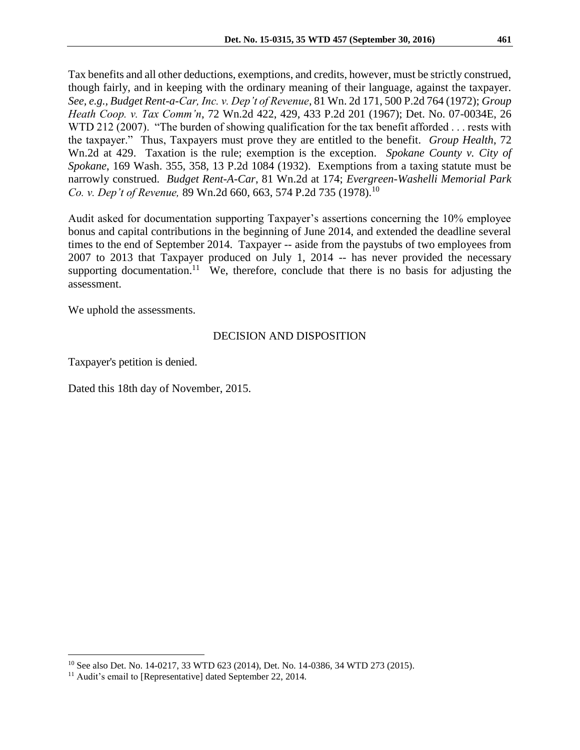Tax benefits and all other deductions, exemptions, and credits, however, must be strictly construed, though fairly, and in keeping with the ordinary meaning of their language, against the taxpayer. *See, e.g.*, *Budget Rent-a-Car, Inc. v. Dep't of Revenue*, 81 Wn. 2d 171, 500 P.2d 764 (1972); *Group Heath Coop. v. Tax Comm'n*, 72 Wn.2d 422, 429, 433 P.2d 201 (1967); Det. No. 07-0034E, 26 WTD 212 (2007). "The burden of showing qualification for the tax benefit afforded . . . rests with the taxpayer." Thus, Taxpayers must prove they are entitled to the benefit. *Group Health*, 72 Wn.2d at 429. Taxation is the rule; exemption is the exception. *Spokane County v. City of Spokane*, 169 Wash. 355, 358, 13 P.2d 1084 (1932). Exemptions from a taxing statute must be narrowly construed. *Budget Rent-A-Car*, 81 Wn.2d at 174; *Evergreen-Washelli Memorial Park Co. v. Dep't of Revenue,* 89 Wn.2d 660, 663, 574 P.2d 735 (1978).[10]

Audit asked for documentation supporting Taxpayer's assertions concerning the 10% employee bonus and capital contributions in the beginning of June 2014, and extended the deadline several times to the end of September 2014. Taxpayer -- aside from the paystubs of two employees from 2007 to 2013 that Taxpayer produced on July 1, 2014 -- has never provided the necessary supporting documentation.[11] We, therefore, conclude that there is no basis for adjusting the assessment.

We uphold the assessments.

## DECISION AND DISPOSITION

Taxpayer's petition is denied.

Dated this 18th day of November, 2015.

---

[10] See also Det. No. 14-0217, 33 WTD 623 (2014), Det. No. 14-0386, 34 WTD 273 (2015).

[11] Audit's email to [Representative] dated September 22, 2014.